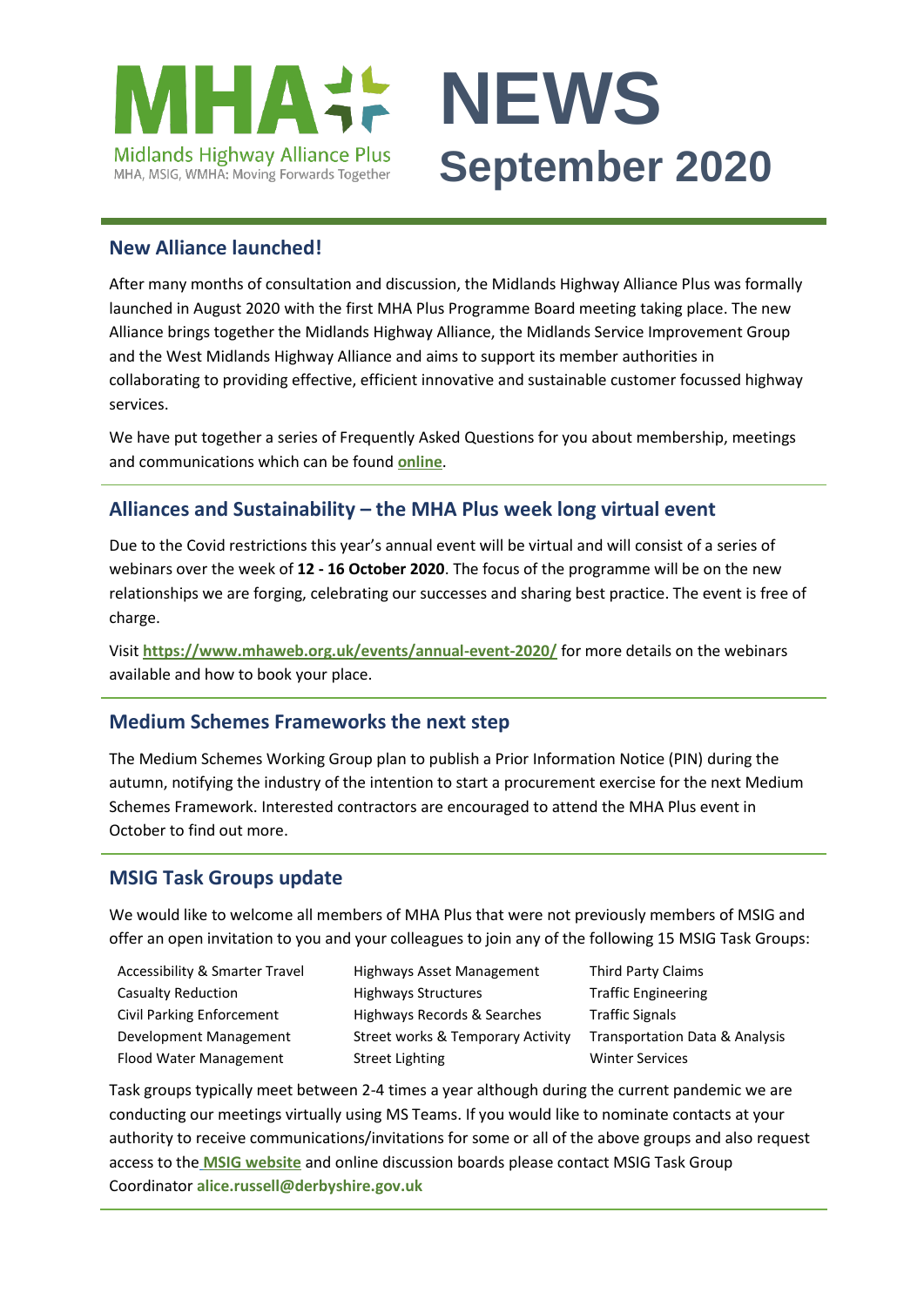# MHA NEWS September 2020

Midlands Highway Alliance Plus
MHA, MSIG, WMHA: Moving Forwards Together

## New Alliance launched!

After many months of consultation and discussion, the Midlands Highway Alliance Plus was formally launched in August 2020 with the first MHA Plus Programme Board meeting taking place. The new Alliance brings together the Midlands Highway Alliance, the Midlands Service Improvement Group and the West Midlands Highway Alliance and aims to support its member authorities in collaborating to providing effective, efficient innovative and sustainable customer focussed highway services.

We have put together a series of Frequently Asked Questions for you about membership, meetings and communications which can be found **online**.

## Alliances and Sustainability – the MHA Plus week long virtual event

Due to the Covid restrictions this year's annual event will be virtual and will consist of a series of webinars over the week of **12 - 16 October 2020**. The focus of the programme will be on the new relationships we are forging, celebrating our successes and sharing best practice. The event is free of charge.

Visit **https://www.mhaweb.org.uk/events/annual-event-2020/** for more details on the webinars available and how to book your place.

## Medium Schemes Frameworks the next step

The Medium Schemes Working Group plan to publish a Prior Information Notice (PIN) during the autumn, notifying the industry of the intention to start a procurement exercise for the next Medium Schemes Framework. Interested contractors are encouraged to attend the MHA Plus event in October to find out more.

## MSIG Task Groups update

We would like to welcome all members of MHA Plus that were not previously members of MSIG and offer an open invitation to you and your colleagues to join any of the following 15 MSIG Task Groups:

- Accessibility & Smarter Travel
- Casualty Reduction
- Civil Parking Enforcement
- Development Management
- Flood Water Management
- Highways Asset Management
- Highways Structures
- Highways Records & Searches
- Street works & Temporary Activity
- Street Lighting
- Third Party Claims
- Traffic Engineering
- Traffic Signals
- Transportation Data & Analysis
- Winter Services

Task groups typically meet between 2-4 times a year although during the current pandemic we are conducting our meetings virtually using MS Teams. If you would like to nominate contacts at your authority to receive communications/invitations for some or all of the above groups and also request access to the **MSIG website** and online discussion boards please contact MSIG Task Group Coordinator **alice.russell@derbyshire.gov.uk**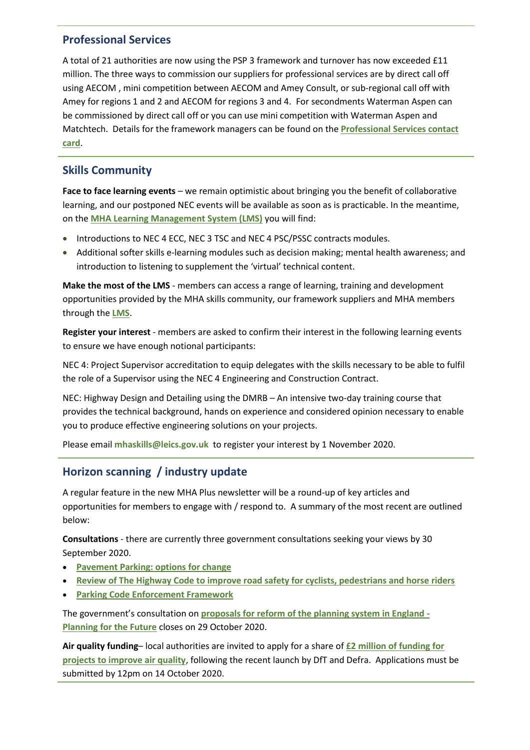## Professional Services

A total of 21 authorities are now using the PSP 3 framework and turnover has now exceeded £11 million. The three ways to commission our suppliers for professional services are by direct call off using AECOM , mini competition between AECOM and Amey Consult, or sub-regional call off with Amey for regions 1 and 2 and AECOM for regions 3 and 4. For secondments Waterman Aspen can be commissioned by direct call off or you can use mini competition with Waterman Aspen and Matchtech. Details for the framework managers can be found on the **Professional Services contact card**.

## Skills Community

**Face to face learning events** – we remain optimistic about bringing you the benefit of collaborative learning, and our postponed NEC events will be available as soon as is practicable. In the meantime, on the **MHA Learning Management System (LMS)** you will find:

- Introductions to NEC 4 ECC, NEC 3 TSC and NEC 4 PSC/PSSC contracts modules.
- Additional softer skills e-learning modules such as decision making; mental health awareness; and introduction to listening to supplement the 'virtual' technical content.

**Make the most of the LMS** - members can access a range of learning, training and development opportunities provided by the MHA skills community, our framework suppliers and MHA members through the **LMS**.

**Register your interest** - members are asked to confirm their interest in the following learning events to ensure we have enough notional participants:

NEC 4: Project Supervisor accreditation to equip delegates with the skills necessary to be able to fulfil the role of a Supervisor using the NEC 4 Engineering and Construction Contract.

NEC: Highway Design and Detailing using the DMRB – An intensive two-day training course that provides the technical background, hands on experience and considered opinion necessary to enable you to produce effective engineering solutions on your projects.

Please email **mhaskills@leics.gov.uk** to register your interest by 1 November 2020.

## Horizon scanning / industry update

A regular feature in the new MHA Plus newsletter will be a round-up of key articles and opportunities for members to engage with / respond to. A summary of the most recent are outlined below:

**Consultations** - there are currently three government consultations seeking your views by 30 September 2020.

- **Pavement Parking: options for change**
- **Review of The Highway Code to improve road safety for cyclists, pedestrians and horse riders**
- **Parking Code Enforcement Framework**

The government's consultation on **proposals for reform of the planning system in England - Planning for the Future** closes on 29 October 2020.

**Air quality funding**– local authorities are invited to apply for a share of **£2 million of funding for projects to improve air quality**, following the recent launch by DfT and Defra. Applications must be submitted by 12pm on 14 October 2020.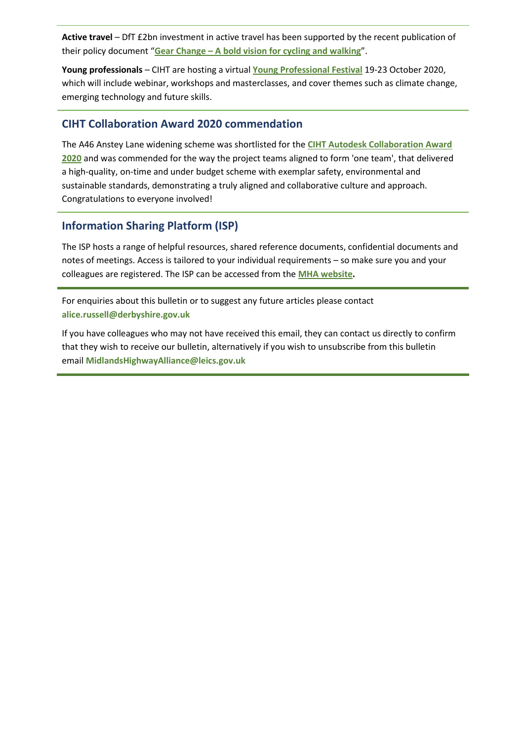**Active travel** – DfT £2bn investment in active travel has been supported by the recent publication of their policy document "**Gear Change – A bold vision for cycling and walking**".

**Young professionals** – CIHT are hosting a virtual **Young Professional Festival** 19-23 October 2020, which will include webinar, workshops and masterclasses, and cover themes such as climate change, emerging technology and future skills.

## CIHT Collaboration Award 2020 commendation

The A46 Anstey Lane widening scheme was shortlisted for the **CIHT Autodesk Collaboration Award 2020** and was commended for the way the project teams aligned to form 'one team', that delivered a high-quality, on-time and under budget scheme with exemplar safety, environmental and sustainable standards, demonstrating a truly aligned and collaborative culture and approach. Congratulations to everyone involved!

## Information Sharing Platform (ISP)

The ISP hosts a range of helpful resources, shared reference documents, confidential documents and notes of meetings. Access is tailored to your individual requirements – so make sure you and your colleagues are registered. The ISP can be accessed from the **MHA website.**

For enquiries about this bulletin or to suggest any future articles please contact **alice.russell@derbyshire.gov.uk**

If you have colleagues who may not have received this email, they can contact us directly to confirm that they wish to receive our bulletin, alternatively if you wish to unsubscribe from this bulletin email **MidlandsHighwayAlliance@leics.gov.uk**